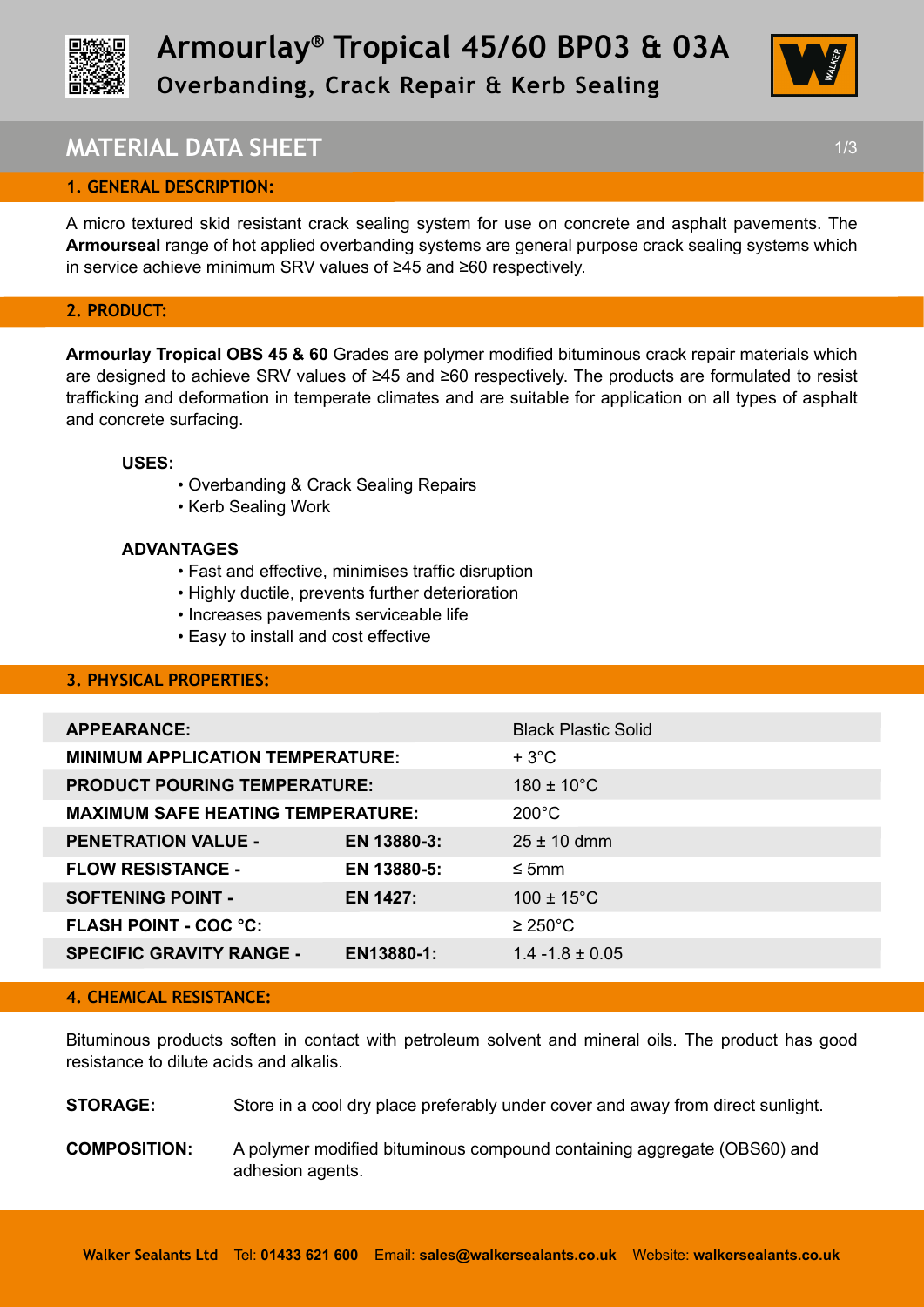# Armourlay® Tropical 45/60 BP03 & 03A

## Overbanding, Crack Repair & Kerb Sealing

## MATERIAL DATA SHEET

### 1. GENERAL DESCRIPTION:

A micro textured skid resistant crack sealing system for use on concrete and asphalt pavements. The **Armourseal** range of hot applied overbanding systems are general purpose crack sealing systems which in service achieve minimum SRV values of ≥45 and ≥60 respectively.

### 2. PRODUCT:

**Armourlay Tropical OBS 45 & 60** Grades are polymer modified bituminous crack repair materials which are designed to achieve SRV values of ≥45 and ≥60 respectively. The products are formulated to resist trafficking and deformation in temperate climates and are suitable for application on all types of asphalt and concrete surfacing.

**USES:**

- Overbanding & Crack Sealing Repairs
- Kerb Sealing Work

**ADVANTAGES**

- Fast and effective, minimises traffic disruption
- Highly ductile, prevents further deterioration
- Increases pavements serviceable life
- Easy to install and cost effective

### 3. PHYSICAL PROPERTIES:

| Property | Standard | Value |
|---|---|---|
| **APPEARANCE:** | | Black Plastic Solid |
| **MINIMUM APPLICATION TEMPERATURE:** | | + 3°C |
| **PRODUCT POURING TEMPERATURE:** | | 180 ± 10°C |
| **MAXIMUM SAFE HEATING TEMPERATURE:** | | 200°C |
| **PENETRATION VALUE -** | **EN 13880-3:** | 25 ± 10 dmm |
| **FLOW RESISTANCE -** | **EN 13880-5:** | ≤ 5mm |
| **SOFTENING POINT -** | **EN 1427:** | 100 ± 15°C |
| **FLASH POINT - COC °C:** | | ≥ 250°C |
| **SPECIFIC GRAVITY RANGE -** | **EN13880-1:** | 1.4 -1.8 ± 0.05 |

### 4. CHEMICAL RESISTANCE:

Bituminous products soften in contact with petroleum solvent and mineral oils. The product has good resistance to dilute acids and alkalis.

**STORAGE:** Store in a cool dry place preferably under cover and away from direct sunlight.

**COMPOSITION:** A polymer modified bituminous compound containing aggregate (OBS60) and adhesion agents.

**Walker Sealants Ltd** Tel: **01433 621 600** Email: **sales@walkersealants.co.uk** Website: **walkersealants.co.uk**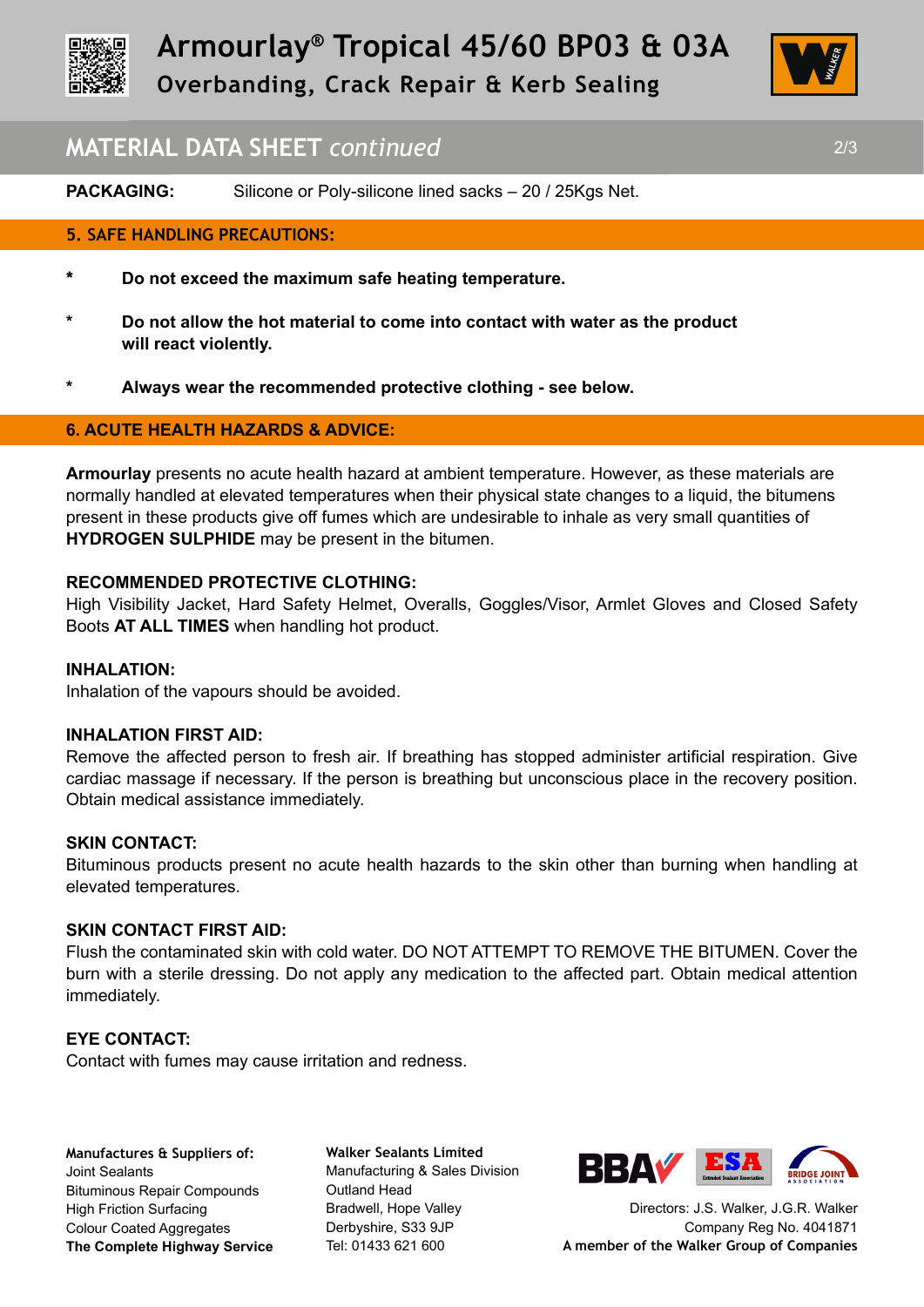# Armourlay® Tropical 45/60 BP03 & 03A

## Overbanding, Crack Repair & Kerb Sealing

## MATERIAL DATA SHEET *continued*

**PACKAGING:** Silicone or Poly-silicone lined sacks – 20 / 25Kgs Net.

### 5. SAFE HANDLING PRECAUTIONS:

- **Do not exceed the maximum safe heating temperature.**
- **Do not allow the hot material to come into contact with water as the product will react violently.**
- **Always wear the recommended protective clothing - see below.**

### 6. ACUTE HEALTH HAZARDS & ADVICE:

**Armourlay** presents no acute health hazard at ambient temperature. However, as these materials are normally handled at elevated temperatures when their physical state changes to a liquid, the bitumens present in these products give off fumes which are undesirable to inhale as very small quantities of **HYDROGEN SULPHIDE** may be present in the bitumen.

**RECOMMENDED PROTECTIVE CLOTHING:**
High Visibility Jacket, Hard Safety Helmet, Overalls, Goggles/Visor, Armlet Gloves and Closed Safety Boots **AT ALL TIMES** when handling hot product.

**INHALATION:**
Inhalation of the vapours should be avoided.

**INHALATION FIRST AID:**
Remove the affected person to fresh air. If breathing has stopped administer artificial respiration. Give cardiac massage if necessary. If the person is breathing but unconscious place in the recovery position. Obtain medical assistance immediately.

**SKIN CONTACT:**
Bituminous products present no acute health hazards to the skin other than burning when handling at elevated temperatures.

**SKIN CONTACT FIRST AID:**
Flush the contaminated skin with cold water. DO NOT ATTEMPT TO REMOVE THE BITUMEN. Cover the burn with a sterile dressing. Do not apply any medication to the affected part. Obtain medical attention immediately.

**EYE CONTACT:**
Contact with fumes may cause irritation and redness.

**Manufactures & Suppliers of:**
Joint Sealants
Bituminous Repair Compounds
High Friction Surfacing
Colour Coated Aggregates
**The Complete Highway Service**

**Walker Sealants Limited**
Manufacturing & Sales Division
Outland Head
Bradwell, Hope Valley
Derbyshire, S33 9JP
Tel: 01433 621 600

Directors: J.S. Walker, J.G.R. Walker
Company Reg No. 4041871
**A member of the Walker Group of Companies**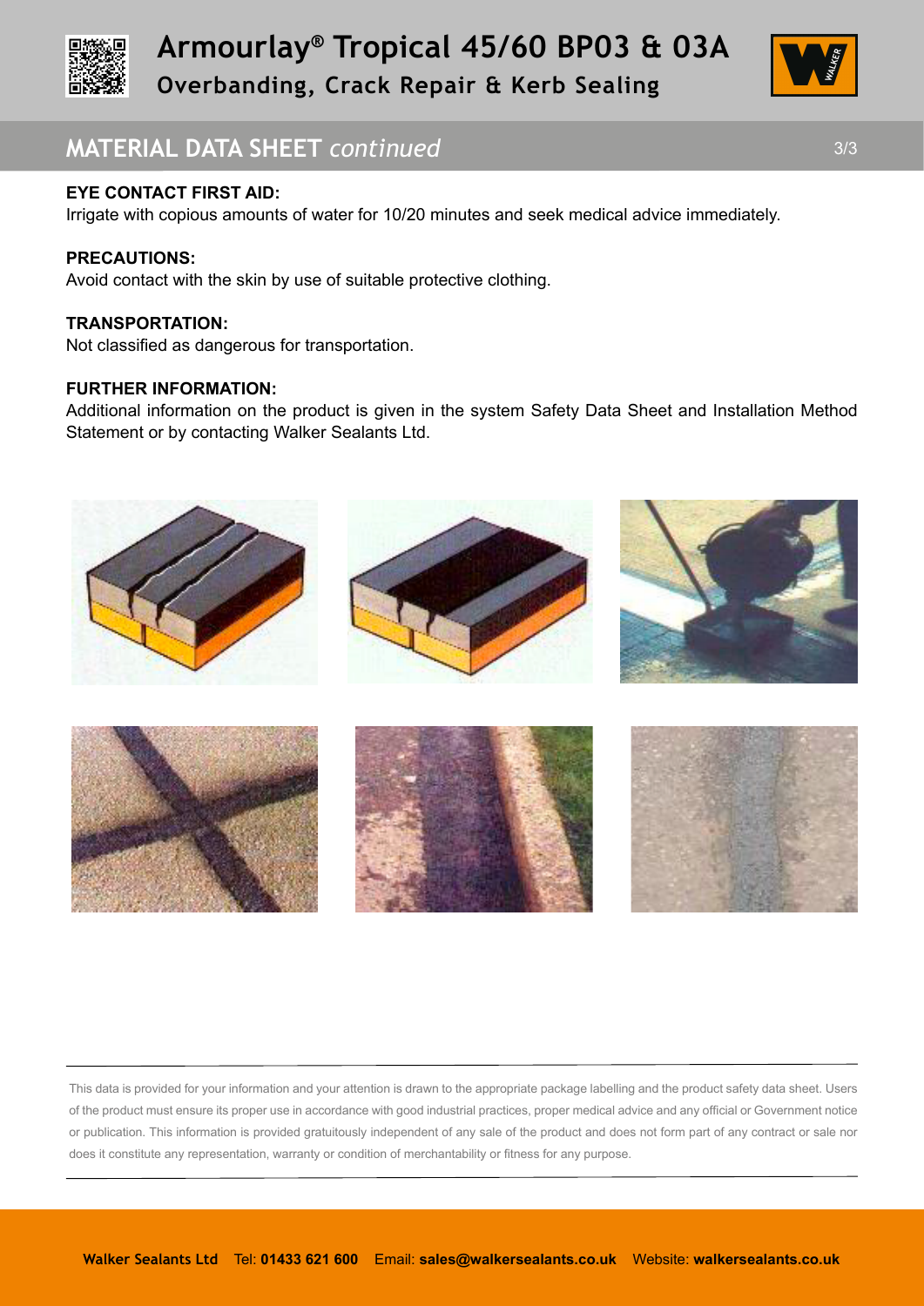## EYE CONTACT FIRST AID:

Irrigate with copious amounts of water for 10/20 minutes and seek medical advice immediately.

## PRECAUTIONS:

Avoid contact with the skin by use of suitable protective clothing.

## TRANSPORTATION:

Not classified as dangerous for transportation.

## FURTHER INFORMATION:

Additional information on the product is given in the system Safety Data Sheet and Installation Method Statement or by contacting Walker Sealants Ltd.

This data is provided for your information and your attention is drawn to the appropriate package labelling and the product safety data sheet. Users of the product must ensure its proper use in accordance with good industrial practices, proper medical advice and any official or Government notice or publication. This information is provided gratuitously independent of any sale of the product and does not form part of any contract or sale nor does it constitute any representation, warranty or condition of merchantability or fitness for any purpose.

**Walker Sealants Ltd** Tel: **01433 621 600** Email: **sales@walkersealants.co.uk** Website: **walkersealants.co.uk**